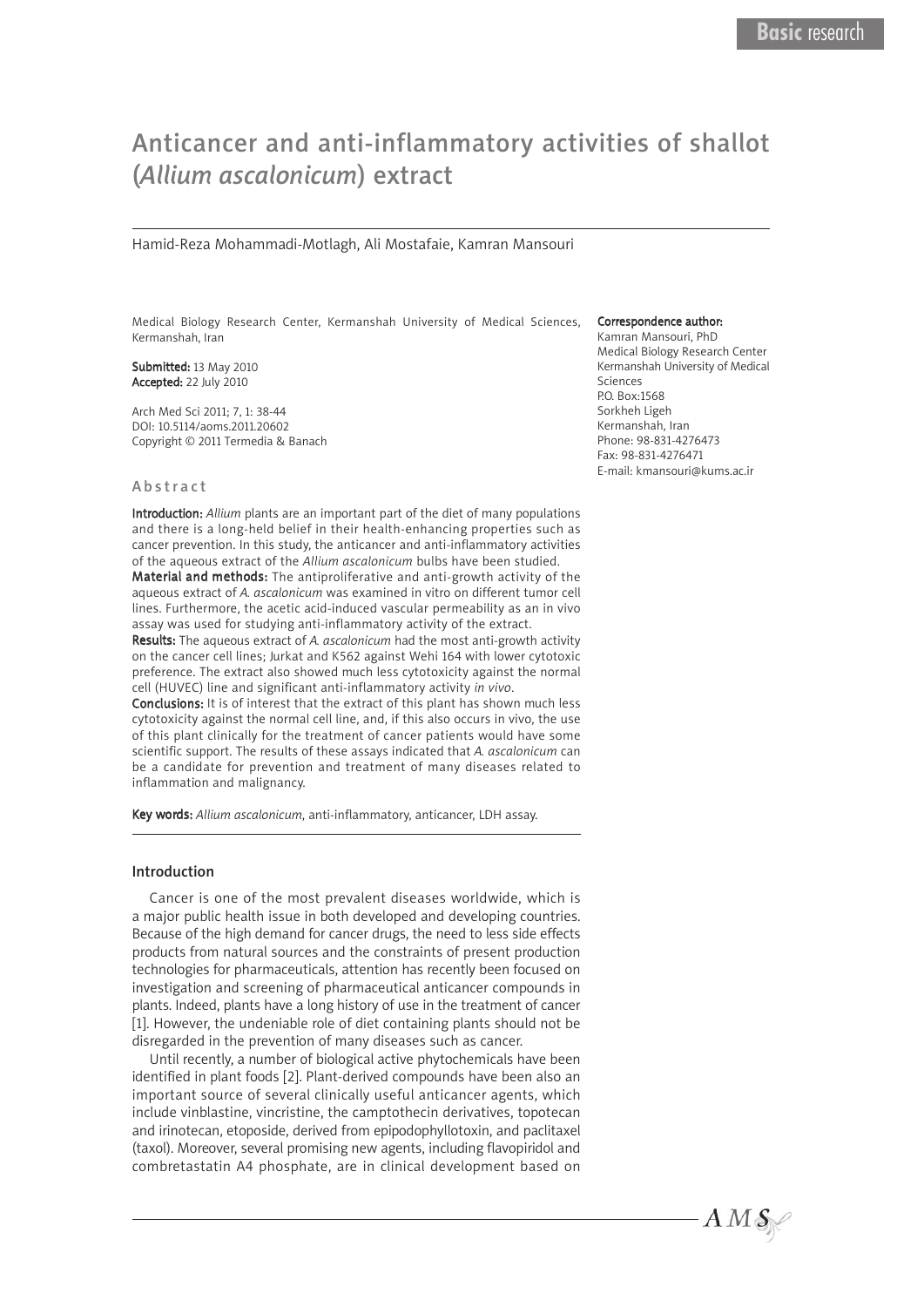# Anticancer and anti-inflammatory activities of shallot (*Allium ascalonicum*) extract

Hamid-Reza Mohammadi-Motlagh, Ali Mostafaie, Kamran Mansouri

Medical Biology Research Center, Kermanshah University of Medical Sciences, Kermanshah, Iran

**Submitted:** 13 May 2010
**Accepted:** 22 July 2010

Arch Med Sci 2011; 7, 1: 38-44
DOI: 10.5114/aoms.2011.20602
Copyright © 2011 Termedia & Banach

**Correspondence author:**
Kamran Mansouri, PhD
Medical Biology Research Center
Kermanshah University of Medical Sciences
P.O. Box:1568
Sorkheh Ligeh
Kermanshah, Iran
Phone: 98-831-4276473
Fax: 98-831-4276471
E-mail: kmansouri@kums.ac.ir

## Abstract

**Introduction:** *Allium* plants are an important part of the diet of many populations and there is a long-held belief in their health-enhancing properties such as cancer prevention. In this study, the anticancer and anti-inflammatory activities of the aqueous extract of the *Allium ascalonicum* bulbs have been studied.

**Material and methods:** The antiproliferative and anti-growth activity of the aqueous extract of *A. ascalonicum* was examined in vitro on different tumor cell lines. Furthermore, the acetic acid-induced vascular permeability as an in vivo assay was used for studying anti-inflammatory activity of the extract.

**Results:** The aqueous extract of *A. ascalonicum* had the most anti-growth activity on the cancer cell lines; Jurkat and K562 against Wehi 164 with lower cytotoxic preference. The extract also showed much less cytotoxicity against the normal cell (HUVEC) line and significant anti-inflammatory activity *in vivo*.

**Conclusions:** It is of interest that the extract of this plant has shown much less cytotoxicity against the normal cell line, and, if this also occurs in vivo, the use of this plant clinically for the treatment of cancer patients would have some scientific support. The results of these assays indicated that *A. ascalonicum* can be a candidate for prevention and treatment of many diseases related to inflammation and malignancy.

**Key words:** *Allium ascalonicum*, anti-inflammatory, anticancer, LDH assay.

## Introduction

Cancer is one of the most prevalent diseases worldwide, which is a major public health issue in both developed and developing countries. Because of the high demand for cancer drugs, the need to less side effects products from natural sources and the constraints of present production technologies for pharmaceuticals, attention has recently been focused on investigation and screening of pharmaceutical anticancer compounds in plants. Indeed, plants have a long history of use in the treatment of cancer [1]. However, the undeniable role of diet containing plants should not be disregarded in the prevention of many diseases such as cancer.

Until recently, a number of biological active phytochemicals have been identified in plant foods [2]. Plant-derived compounds have been also an important source of several clinically useful anticancer agents, which include vinblastine, vincristine, the camptothecin derivatives, topotecan and irinotecan, etoposide, derived from epipodophyllotoxin, and paclitaxel (taxol). Moreover, several promising new agents, including flavopiridol and combretastatin A4 phosphate, are in clinical development based on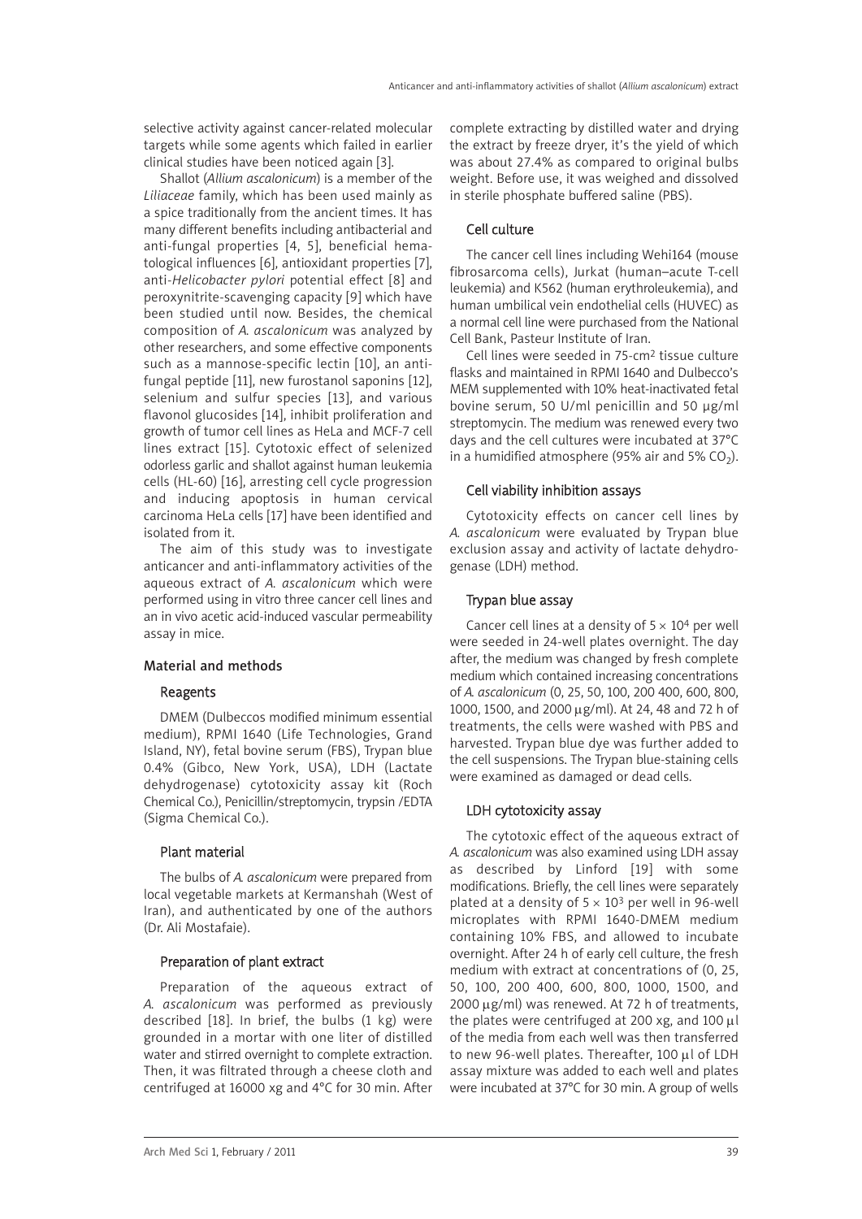selective activity against cancer-related molecular targets while some agents which failed in earlier clinical studies have been noticed again [3].

Shallot (*Allium ascalonicum*) is a member of the *Liliaceae* family, which has been used mainly as a spice traditionally from the ancient times. It has many different benefits including antibacterial and anti-fungal properties [4, 5], beneficial hematological influences [6], antioxidant properties [7], anti-*Helicobacter pylori* potential effect [8] and peroxynitrite-scavenging capacity [9] which have been studied until now. Besides, the chemical composition of *A. ascalonicum* was analyzed by other researchers, and some effective components such as a mannose-specific lectin [10], an antifungal peptide [11], new furostanol saponins [12], selenium and sulfur species [13], and various flavonol glucosides [14], inhibit proliferation and growth of tumor cell lines as HeLa and MCF-7 cell lines extract [15]. Cytotoxic effect of selenized odorless garlic and shallot against human leukemia cells (HL-60) [16], arresting cell cycle progression and inducing apoptosis in human cervical carcinoma HeLa cells [17] have been identified and isolated from it.

The aim of this study was to investigate anticancer and anti-inflammatory activities of the aqueous extract of *A. ascalonicum* which were performed using in vitro three cancer cell lines and an in vivo acetic acid-induced vascular permeability assay in mice.

## Material and methods

### Reagents

DMEM (Dulbeccos modified minimum essential medium), RPMI 1640 (Life Technologies, Grand Island, NY), fetal bovine serum (FBS), Trypan blue 0.4% (Gibco, New York, USA), LDH (Lactate dehydrogenase) cytotoxicity assay kit (Roch Chemical Co.), Penicillin/streptomycin, trypsin /EDTA (Sigma Chemical Co.).

### Plant material

The bulbs of *A. ascalonicum* were prepared from local vegetable markets at Kermanshah (West of Iran), and authenticated by one of the authors (Dr. Ali Mostafaie).

### Preparation of plant extract

Preparation of the aqueous extract of *A. ascalonicum* was performed as previously described [18]. In brief, the bulbs (1 kg) were grounded in a mortar with one liter of distilled water and stirred overnight to complete extraction. Then, it was filtrated through a cheese cloth and centrifuged at 16000 xg and 4°C for 30 min. After complete extracting by distilled water and drying the extract by freeze dryer, it's the yield of which was about 27.4% as compared to original bulbs weight. Before use, it was weighed and dissolved in sterile phosphate buffered saline (PBS).

### Cell culture

The cancer cell lines including Wehi164 (mouse fibrosarcoma cells), Jurkat (human–acute T-cell leukemia) and K562 (human erythroleukemia), and human umbilical vein endothelial cells (HUVEC) as a normal cell line were purchased from the National Cell Bank, Pasteur Institute of Iran.

Cell lines were seeded in 75-cm$^2$ tissue culture flasks and maintained in RPMI 1640 and Dulbecco's MEM supplemented with 10% heat-inactivated fetal bovine serum, 50 U/ml penicillin and 50 µg/ml streptomycin. The medium was renewed every two days and the cell cultures were incubated at 37°C in a humidified atmosphere (95% air and 5% $CO_2$).

### Cell viability inhibition assays

Cytotoxicity effects on cancer cell lines by *A. ascalonicum* were evaluated by Trypan blue exclusion assay and activity of lactate dehydrogenase (LDH) method.

### Trypan blue assay

Cancer cell lines at a density of $5 \times 10^4$ per well were seeded in 24-well plates overnight. The day after, the medium was changed by fresh complete medium which contained increasing concentrations of *A. ascalonicum* (0, 25, 50, 100, 200 400, 600, 800, 1000, 1500, and 2000 µg/ml). At 24, 48 and 72 h of treatments, the cells were washed with PBS and harvested. Trypan blue dye was further added to the cell suspensions. The Trypan blue-staining cells were examined as damaged or dead cells.

### LDH cytotoxicity assay

The cytotoxic effect of the aqueous extract of *A. ascalonicum* was also examined using LDH assay as described by Linford [19] with some modifications. Briefly, the cell lines were separately plated at a density of $5 \times 10^3$ per well in 96-well microplates with RPMI 1640-DMEM medium containing 10% FBS, and allowed to incubate overnight. After 24 h of early cell culture, the fresh medium with extract at concentrations of (0, 25, 50, 100, 200 400, 600, 800, 1000, 1500, and 2000 µg/ml) was renewed. At 72 h of treatments, the plates were centrifuged at 200 xg, and 100 µl of the media from each well was then transferred to new 96-well plates. Thereafter, 100 µl of LDH assay mixture was added to each well and plates were incubated at 37°C for 30 min. A group of wells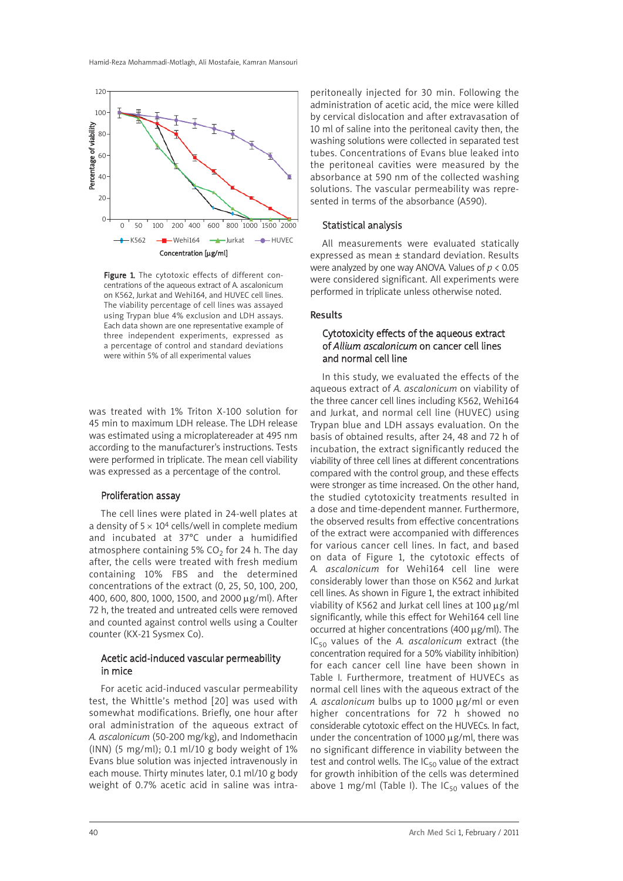Figure 1. The cytotoxic effects of different concentrations of the aqueous extract of A. ascalonicum on K562, Jurkat and Wehi164, and HUVEC cell lines. The viability percentage of cell lines was assayed using Trypan blue 4% exclusion and LDH assays. Each data shown are one representative example of three independent experiments, expressed as a percentage of control and standard deviations were within 5% of all experimental values

was treated with 1% Triton X-100 solution for 45 min to maximum LDH release. The LDH release was estimated using a microplatereader at 495 nm according to the manufacturer's instructions. Tests were performed in triplicate. The mean cell viability was expressed as a percentage of the control.

### Proliferation assay

The cell lines were plated in 24-well plates at a density of $5 \times 10^4$ cells/well in complete medium and incubated at 37°C under a humidified atmosphere containing 5% $CO_2$ for 24 h. The day after, the cells were treated with fresh medium containing 10% FBS and the determined concentrations of the extract (0, 25, 50, 100, 200, 400, 600, 800, 1000, 1500, and 2000 µg/ml). After 72 h, the treated and untreated cells were removed and counted against control wells using a Coulter counter (KX-21 Sysmex Co).

### Acetic acid-induced vascular permeability in mice

For acetic acid-induced vascular permeability test, the Whittle's method [20] was used with somewhat modifications. Briefly, one hour after oral administration of the aqueous extract of *A. ascalonicum* (50-200 mg/kg), and Indomethacin (INN) (5 mg/ml); 0.1 ml/10 g body weight of 1% Evans blue solution was injected intravenously in each mouse. Thirty minutes later, 0.1 ml/10 g body weight of 0.7% acetic acid in saline was intraperitoneally injected for 30 min. Following the administration of acetic acid, the mice were killed by cervical dislocation and after extravasation of 10 ml of saline into the peritoneal cavity then, the washing solutions were collected in separated test tubes. Concentrations of Evans blue leaked into the peritoneal cavities were measured by the absorbance at 590 nm of the collected washing solutions. The vascular permeability was represented in terms of the absorbance (A590).

### Statistical analysis

All measurements were evaluated statically expressed as mean ± standard deviation. Results were analyzed by one way ANOVA. Values of $p < 0.05$ were considered significant. All experiments were performed in triplicate unless otherwise noted.

## Results

### Cytotoxicity effects of the aqueous extract of *Allium ascalonicum* on cancer cell lines and normal cell line

In this study, we evaluated the effects of the aqueous extract of *A. ascalonicum* on viability of the three cancer cell lines including K562, Wehi164 and Jurkat, and normal cell line (HUVEC) using Trypan blue and LDH assays evaluation. On the basis of obtained results, after 24, 48 and 72 h of incubation, the extract significantly reduced the viability of three cell lines at different concentrations compared with the control group, and these effects were stronger as time increased. On the other hand, the studied cytotoxicity treatments resulted in a dose and time-dependent manner. Furthermore, the observed results from effective concentrations of the extract were accompanied with differences for various cancer cell lines. In fact, and based on data of Figure 1, the cytotoxic effects of *A. ascalonicum* for Wehi164 cell line were considerably lower than those on K562 and Jurkat cell lines. As shown in Figure 1, the extract inhibited viability of K562 and Jurkat cell lines at 100 µg/ml significantly, while this effect for Wehi164 cell line occurred at higher concentrations (400 µg/ml). The $IC_{50}$ values of the *A. ascalonicum* extract (the concentration required for a 50% viability inhibition) for each cancer cell line have been shown in Table I. Furthermore, treatment of HUVECs as normal cell lines with the aqueous extract of the *A. ascalonicum* bulbs up to 1000 µg/ml or even higher concentrations for 72 h showed no considerable cytotoxic effect on the HUVECs. In fact, under the concentration of 1000 µg/ml, there was no significant difference in viability between the test and control wells. The $IC_{50}$ value of the extract for growth inhibition of the cells was determined above 1 mg/ml (Table I). The $IC_{50}$ values of the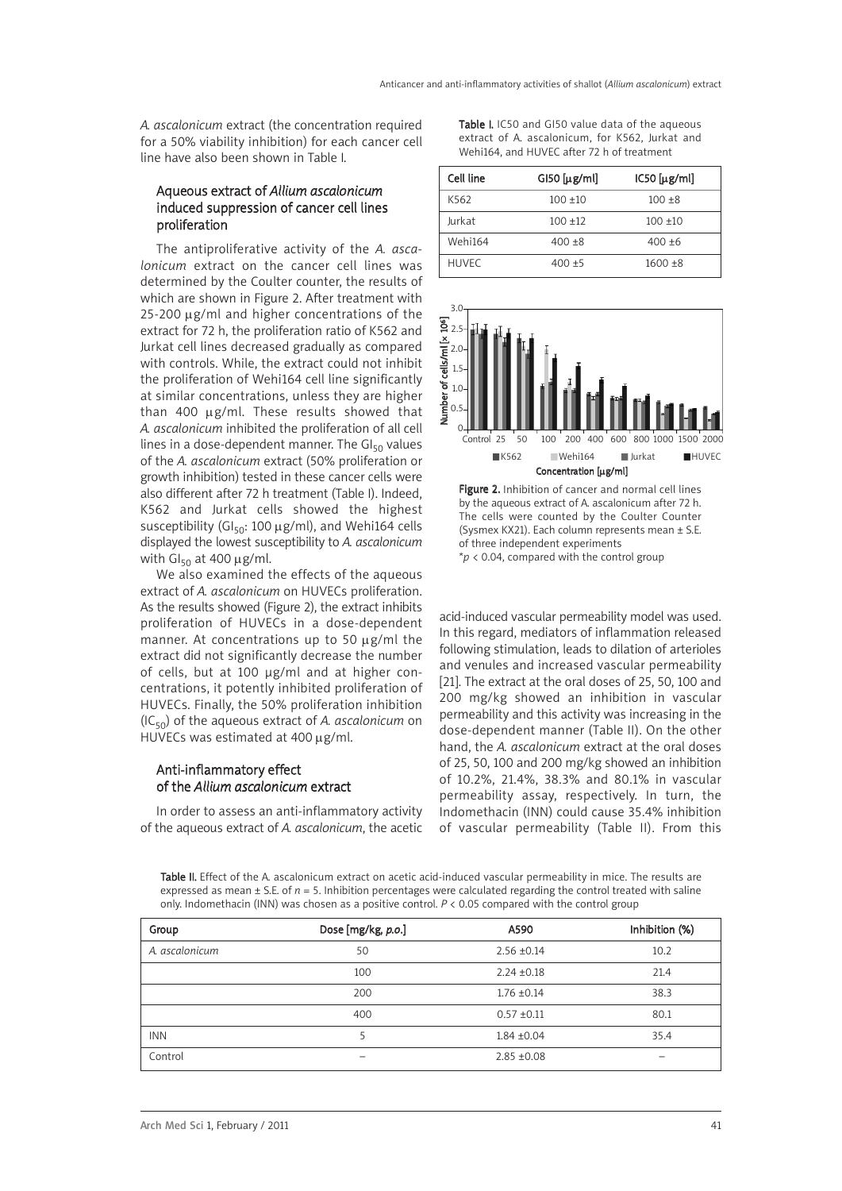*A. ascalonicum* extract (the concentration required for a 50% viability inhibition) for each cancer cell line have also been shown in Table I.

### Aqueous extract of *Allium ascalonicum* induced suppression of cancer cell lines proliferation

The antiproliferative activity of the *A. ascalonicum* extract on the cancer cell lines was determined by the Coulter counter, the results of which are shown in Figure 2. After treatment with 25-200 μg/ml and higher concentrations of the extract for 72 h, the proliferation ratio of K562 and Jurkat cell lines decreased gradually as compared with controls. While, the extract could not inhibit the proliferation of Wehi164 cell line significantly at similar concentrations, unless they are higher than 400 μg/ml. These results showed that *A. ascalonicum* inhibited the proliferation of all cell lines in a dose-dependent manner. The $GI_{50}$ values of the *A. ascalonicum* extract (50% proliferation or growth inhibition) tested in these cancer cells were also different after 72 h treatment (Table I). Indeed, K562 and Jurkat cells showed the highest susceptibility ($GI_{50}$: 100 μg/ml), and Wehi164 cells displayed the lowest susceptibility to *A. ascalonicum* with $GI_{50}$ at 400 μg/ml.

We also examined the effects of the aqueous extract of *A. ascalonicum* on HUVECs proliferation. As the results showed (Figure 2), the extract inhibits proliferation of HUVECs in a dose-dependent manner. At concentrations up to 50 μg/ml the extract did not significantly decrease the number of cells, but at 100 μg/ml and at higher concentrations, it potently inhibited proliferation of HUVECs. Finally, the 50% proliferation inhibition ($IC_{50}$) of the aqueous extract of *A. ascalonicum* on HUVECs was estimated at 400 μg/ml.

### Anti-inflammatory effect of the *Allium ascalonicum* extract

In order to assess an anti-inflammatory activity of the aqueous extract of *A. ascalonicum*, the acetic acid-induced vascular permeability model was used. In this regard, mediators of inflammation released following stimulation, leads to dilation of arterioles and venules and increased vascular permeability [21]. The extract at the oral doses of 25, 50, 100 and 200 mg/kg showed an inhibition in vascular permeability and this activity was increasing in the dose-dependent manner (Table II). On the other hand, the *A. ascalonicum* extract at the oral doses of 25, 50, 100 and 200 mg/kg showed an inhibition of 10.2%, 21.4%, 38.3% and 80.1% in vascular permeability assay, respectively. In turn, the Indomethacin (INN) could cause 35.4% inhibition of vascular permeability (Table II). From this

**Table I.** IC50 and GI50 value data of the aqueous extract of A. ascalonicum, for K562, Jurkat and Wehi164, and HUVEC after 72 h of treatment

| Cell line | GI50 [μg/ml] | IC50 [μg/ml] |
|---|---|---|
| K562 | 100 ±10 | 100 ±8 |
| Jurkat | 100 ±12 | 100 ±10 |
| Wehi164 | 400 ±8 | 400 ±6 |
| HUVEC | 400 ±5 | 1600 ±8 |

**Figure 2.** Inhibition of cancer and normal cell lines by the aqueous extract of A. ascalonicum after 72 h. The cells were counted by the Coulter Counter (Sysmex KX21). Each column represents mean ± S.E. of three independent experiments
*$p < 0.04$, compared with the control group

**Table II.** Effect of the A. ascalonicum extract on acetic acid-induced vascular permeability in mice. The results are expressed as mean ± S.E. of $n = 5$. Inhibition percentages were calculated regarding the control treated with saline only. Indomethacin (INN) was chosen as a positive control. $P < 0.05$ compared with the control group

| Group | Dose [mg/kg, *p.o.*] | A590 | Inhibition (%) |
|---|---|---|---|
| *A. ascalonicum* | 50 | 2.56 ±0.14 | 10.2 |
| | 100 | 2.24 ±0.18 | 21.4 |
| | 200 | 1.76 ±0.14 | 38.3 |
| | 400 | 0.57 ±0.11 | 80.1 |
| INN | 5 | 1.84 ±0.04 | 35.4 |
| Control | – | 2.85 ±0.08 | – |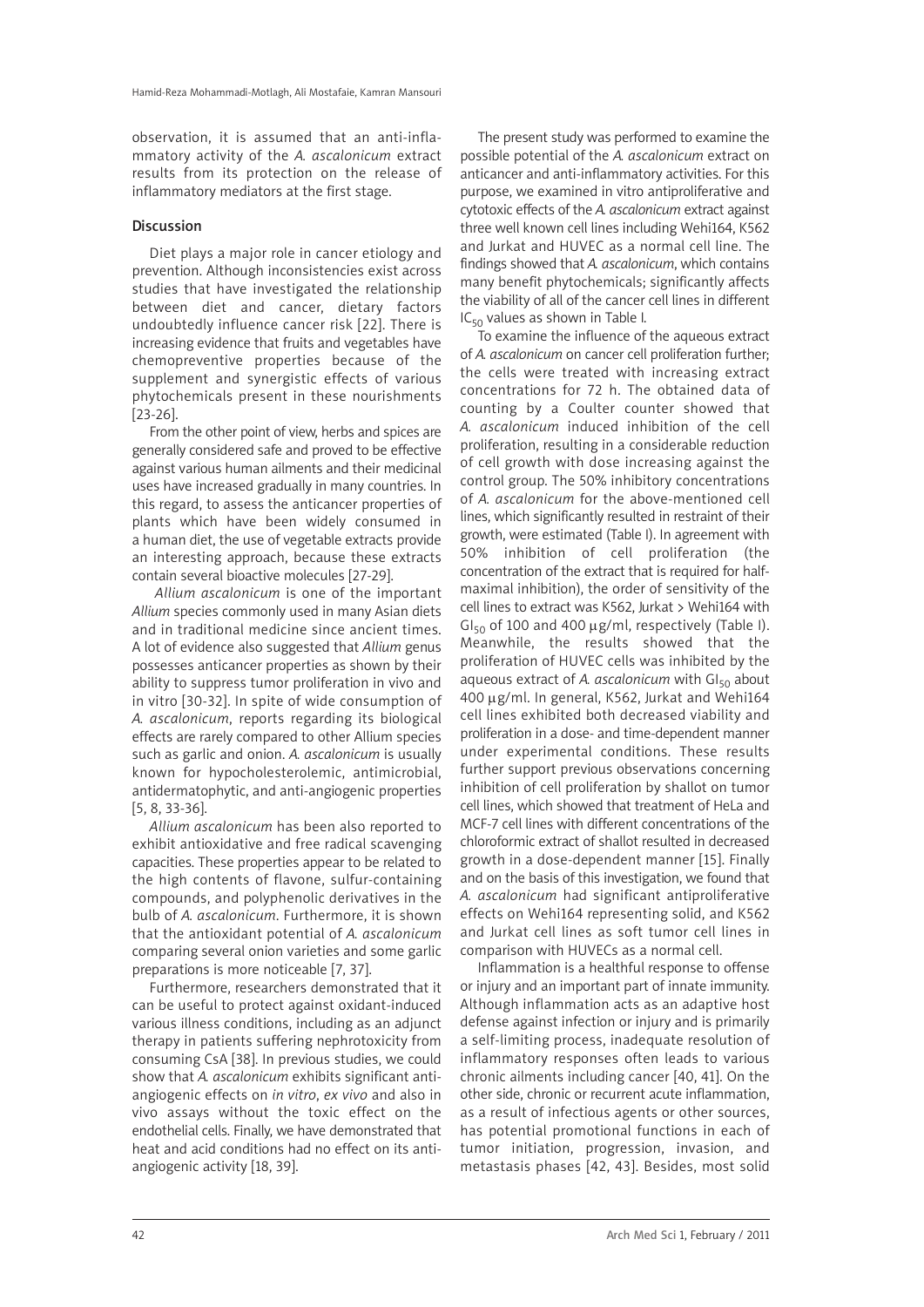observation, it is assumed that an anti-inflammatory activity of the *A. ascalonicum* extract results from its protection on the release of inflammatory mediators at the first stage.

## Discussion

Diet plays a major role in cancer etiology and prevention. Although inconsistencies exist across studies that have investigated the relationship between diet and cancer, dietary factors undoubtedly influence cancer risk [22]. There is increasing evidence that fruits and vegetables have chemopreventive properties because of the supplement and synergistic effects of various phytochemicals present in these nourishments [23-26].

From the other point of view, herbs and spices are generally considered safe and proved to be effective against various human ailments and their medicinal uses have increased gradually in many countries. In this regard, to assess the anticancer properties of plants which have been widely consumed in a human diet, the use of vegetable extracts provide an interesting approach, because these extracts contain several bioactive molecules [27-29].

*Allium ascalonicum* is one of the important *Allium* species commonly used in many Asian diets and in traditional medicine since ancient times. A lot of evidence also suggested that *Allium* genus possesses anticancer properties as shown by their ability to suppress tumor proliferation in vivo and in vitro [30-32]. In spite of wide consumption of *A. ascalonicum*, reports regarding its biological effects are rarely compared to other Allium species such as garlic and onion. *A. ascalonicum* is usually known for hypocholesterolemic, antimicrobial, antidermatophytic, and anti-angiogenic properties [5, 8, 33-36].

*Allium ascalonicum* has been also reported to exhibit antioxidative and free radical scavenging capacities. These properties appear to be related to the high contents of flavone, sulfur-containing compounds, and polyphenolic derivatives in the bulb of *A. ascalonicum*. Furthermore, it is shown that the antioxidant potential of *A. ascalonicum* comparing several onion varieties and some garlic preparations is more noticeable [7, 37].

Furthermore, researchers demonstrated that it can be useful to protect against oxidant-induced various illness conditions, including as an adjunct therapy in patients suffering nephrotoxicity from consuming CsA [38]. In previous studies, we could show that *A. ascalonicum* exhibits significant anti-angiogenic effects on *in vitro*, *ex vivo* and also in vivo assays without the toxic effect on the endothelial cells. Finally, we have demonstrated that heat and acid conditions had no effect on its anti-angiogenic activity [18, 39].

The present study was performed to examine the possible potential of the *A. ascalonicum* extract on anticancer and anti-inflammatory activities. For this purpose, we examined in vitro antiproliferative and cytotoxic effects of the *A. ascalonicum* extract against three well known cell lines including Wehi164, K562 and Jurkat and HUVEC as a normal cell line. The findings showed that *A. ascalonicum*, which contains many benefit phytochemicals; significantly affects the viability of all of the cancer cell lines in different $IC_{50}$ values as shown in Table I.

To examine the influence of the aqueous extract of *A. ascalonicum* on cancer cell proliferation further; the cells were treated with increasing extract concentrations for 72 h. The obtained data of counting by a Coulter counter showed that *A. ascalonicum* induced inhibition of the cell proliferation, resulting in a considerable reduction of cell growth with dose increasing against the control group. The 50% inhibitory concentrations of *A. ascalonicum* for the above-mentioned cell lines, which significantly resulted in restraint of their growth, were estimated (Table I). In agreement with 50% inhibition of cell proliferation (the concentration of the extract that is required for half-maximal inhibition), the order of sensitivity of the cell lines to extract was K562, Jurkat > Wehi164 with $GI_{50}$ of 100 and 400 μg/ml, respectively (Table I). Meanwhile, the results showed that the proliferation of HUVEC cells was inhibited by the aqueous extract of *A. ascalonicum* with $GI_{50}$ about 400 μg/ml. In general, K562, Jurkat and Wehi164 cell lines exhibited both decreased viability and proliferation in a dose- and time-dependent manner under experimental conditions. These results further support previous observations concerning inhibition of cell proliferation by shallot on tumor cell lines, which showed that treatment of HeLa and MCF-7 cell lines with different concentrations of the chloroformic extract of shallot resulted in decreased growth in a dose-dependent manner [15]. Finally and on the basis of this investigation, we found that *A. ascalonicum* had significant antiproliferative effects on Wehi164 representing solid, and K562 and Jurkat cell lines as soft tumor cell lines in comparison with HUVECs as a normal cell.

Inflammation is a healthful response to offense or injury and an important part of innate immunity. Although inflammation acts as an adaptive host defense against infection or injury and is primarily a self-limiting process, inadequate resolution of inflammatory responses often leads to various chronic ailments including cancer [40, 41]. On the other side, chronic or recurrent acute inflammation, as a result of infectious agents or other sources, has potential promotional functions in each of tumor initiation, progression, invasion, and metastasis phases [42, 43]. Besides, most solid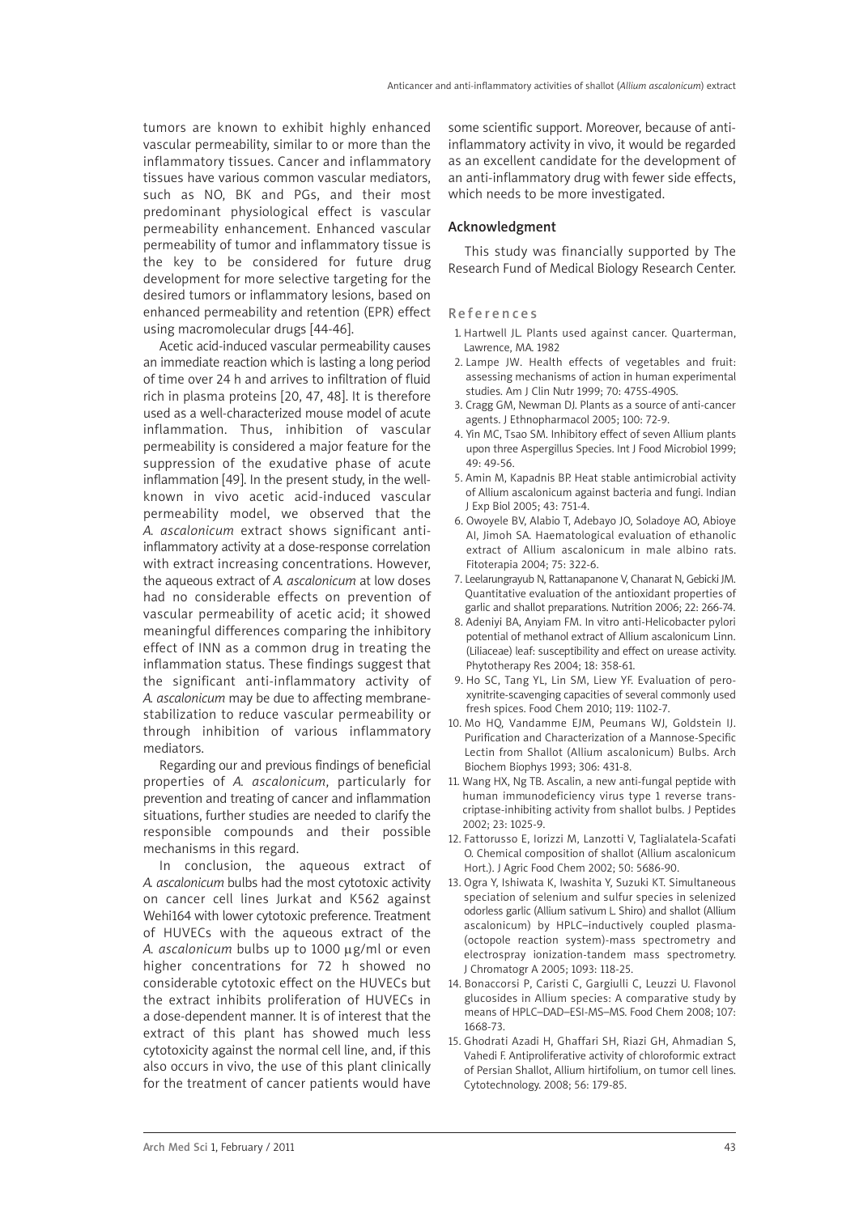tumors are known to exhibit highly enhanced vascular permeability, similar to or more than the inflammatory tissues. Cancer and inflammatory tissues have various common vascular mediators, such as NO, BK and PGs, and their most predominant physiological effect is vascular permeability enhancement. Enhanced vascular permeability of tumor and inflammatory tissue is the key to be considered for future drug development for more selective targeting for the desired tumors or inflammatory lesions, based on enhanced permeability and retention (EPR) effect using macromolecular drugs [44-46].

Acetic acid-induced vascular permeability causes an immediate reaction which is lasting a long period of time over 24 h and arrives to infiltration of fluid rich in plasma proteins [20, 47, 48]. It is therefore used as a well-characterized mouse model of acute inflammation. Thus, inhibition of vascular permeability is considered a major feature for the suppression of the exudative phase of acute inflammation [49]. In the present study, in the well-known in vivo acetic acid-induced vascular permeability model, we observed that the *A. ascalonicum* extract shows significant anti-inflammatory activity at a dose-response correlation with extract increasing concentrations. However, the aqueous extract of *A. ascalonicum* at low doses had no considerable effects on prevention of vascular permeability of acetic acid; it showed meaningful differences comparing the inhibitory effect of INN as a common drug in treating the inflammation status. These findings suggest that the significant anti-inflammatory activity of *A. ascalonicum* may be due to affecting membrane-stabilization to reduce vascular permeability or through inhibition of various inflammatory mediators.

Regarding our and previous findings of beneficial properties of *A. ascalonicum*, particularly for prevention and treating of cancer and inflammation situations, further studies are needed to clarify the responsible compounds and their possible mechanisms in this regard.

In conclusion, the aqueous extract of *A. ascalonicum* bulbs had the most cytotoxic activity on cancer cell lines Jurkat and K562 against Wehi164 with lower cytotoxic preference. Treatment of HUVECs with the aqueous extract of the *A. ascalonicum* bulbs up to 1000 μg/ml or even higher concentrations for 72 h showed no considerable cytotoxic effect on the HUVECs but the extract inhibits proliferation of HUVECs in a dose-dependent manner. It is of interest that the extract of this plant has showed much less cytotoxicity against the normal cell line, and, if this also occurs in vivo, the use of this plant clinically for the treatment of cancer patients would have some scientific support. Moreover, because of anti-inflammatory activity in vivo, it would be regarded as an excellent candidate for the development of an anti-inflammatory drug with fewer side effects, which needs to be more investigated.

## Acknowledgment

This study was financially supported by The Research Fund of Medical Biology Research Center.

## References

1. Hartwell JL. Plants used against cancer. Quarterman, Lawrence, MA. 1982
2. Lampe JW. Health effects of vegetables and fruit: assessing mechanisms of action in human experimental studies. Am J Clin Nutr 1999; 70: 475S-490S.
3. Cragg GM, Newman DJ. Plants as a source of anti-cancer agents. J Ethnopharmacol 2005; 100: 72-9.
4. Yin MC, Tsao SM. Inhibitory effect of seven Allium plants upon three Aspergillus Species. Int J Food Microbiol 1999; 49: 49-56.
5. Amin M, Kapadnis BP. Heat stable antimicrobial activity of Allium ascalonicum against bacteria and fungi. Indian J Exp Biol 2005; 43: 751-4.
6. Owoyele BV, Alabio T, Adebayo JO, Soladoye AO, Abioye AI, Jimoh SA. Haematological evaluation of ethanolic extract of Allium ascalonicum in male albino rats. Fitoterapia 2004; 75: 322-6.
7. Leelarungrayub N, Rattanapanone V, Chanarat N, Gebicki JM. Quantitative evaluation of the antioxidant properties of garlic and shallot preparations. Nutrition 2006; 22: 266-74.
8. Adeniyi BA, Anyiam FM. In vitro anti-Helicobacter pylori potential of methanol extract of Allium ascalonicum Linn. (Liliaceae) leaf: susceptibility and effect on urease activity. Phytotherapy Res 2004; 18: 358-61.
9. Ho SC, Tang YL, Lin SM, Liew YF. Evaluation of peroxynitrite-scavenging capacities of several commonly used fresh spices. Food Chem 2010; 119: 1102-7.
10. Mo HQ, Vandamme EJM, Peumans WJ, Goldstein IJ. Purification and Characterization of a Mannose-Specific Lectin from Shallot (Allium ascalonicum) Bulbs. Arch Biochem Biophys 1993; 306: 431-8.
11. Wang HX, Ng TB. Ascalin, a new anti-fungal peptide with human immunodeficiency virus type 1 reverse transcriptase-inhibiting activity from shallot bulbs. J Peptides 2002; 23: 1025-9.
12. Fattorusso E, Iorizzi M, Lanzotti V, Taglialatela-Scafati O. Chemical composition of shallot (Allium ascalonicum Hort.). J Agric Food Chem 2002; 50: 5686-90.
13. Ogra Y, Ishiwata K, Iwashita Y, Suzuki KT. Simultaneous speciation of selenium and sulfur species in selenized odorless garlic (Allium sativum L. Shiro) and shallot (Allium ascalonicum) by HPLC–inductively coupled plasma-(octopole reaction system)-mass spectrometry and electrospray ionization-tandem mass spectrometry. J Chromatogr A 2005; 1093: 118-25.
14. Bonaccorsi P, Caristi C, Gargiulli C, Leuzzi U. Flavonol glucosides in Allium species: A comparative study by means of HPLC–DAD–ESI-MS–MS. Food Chem 2008; 107: 1668-73.
15. Ghodrati Azadi H, Ghaffari SH, Riazi GH, Ahmadian S, Vahedi F. Antiproliferative activity of chloroformic extract of Persian Shallot, Allium hirtifolium, on tumor cell lines. Cytotechnology. 2008; 56: 179-85.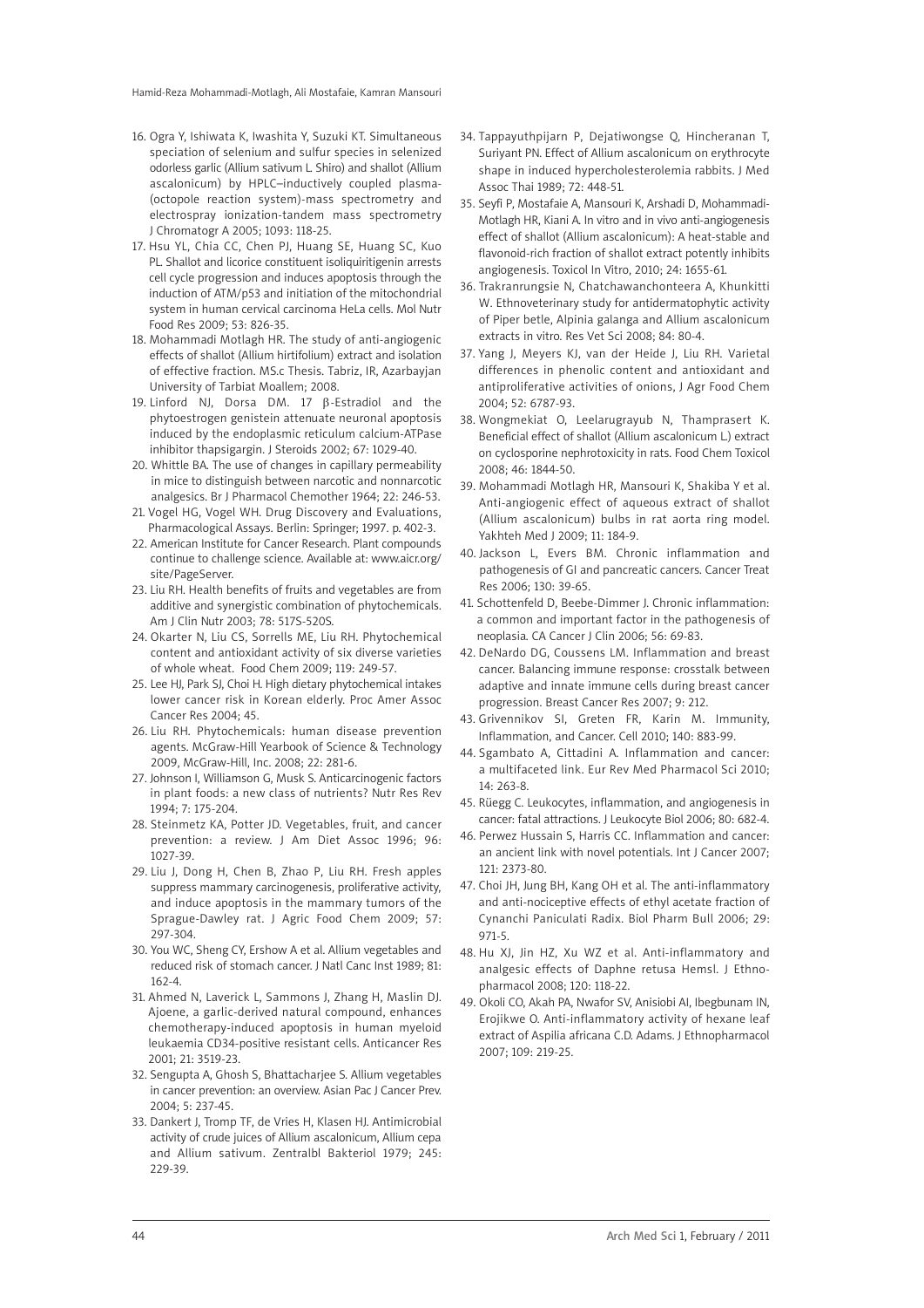16. Ogra Y, Ishiwata K, Iwashita Y, Suzuki KT. Simultaneous speciation of selenium and sulfur species in selenized odorless garlic (Allium sativum L. Shiro) and shallot (Allium ascalonicum) by HPLC–inductively coupled plasma-(octopole reaction system)-mass spectrometry and electrospray ionization-tandem mass spectrometry J Chromatogr A 2005; 1093: 118-25.
17. Hsu YL, Chia CC, Chen PJ, Huang SE, Huang SC, Kuo PL. Shallot and licorice constituent isoliquiritigenin arrests cell cycle progression and induces apoptosis through the induction of ATM/p53 and initiation of the mitochondrial system in human cervical carcinoma HeLa cells. Mol Nutr Food Res 2009; 53: 826-35.
18. Mohammadi Motlagh HR. The study of anti-angiogenic effects of shallot (Allium hirtifolium) extract and isolation of effective fraction. MS.c Thesis. Tabriz, IR, Azarbayjan University of Tarbiat Moallem; 2008.
19. Linford NJ, Dorsa DM. 17 β-Estradiol and the phytoestrogen genistein attenuate neuronal apoptosis induced by the endoplasmic reticulum calcium-ATPase inhibitor thapsigargin. J Steroids 2002; 67: 1029-40.
20. Whittle BA. The use of changes in capillary permeability in mice to distinguish between narcotic and nonnarcotic analgesics. Br J Pharmacol Chemother 1964; 22: 246-53.
21. Vogel HG, Vogel WH. Drug Discovery and Evaluations, Pharmacological Assays. Berlin: Springer; 1997. p. 402-3.
22. American Institute for Cancer Research. Plant compounds continue to challenge science. Available at: www.aicr.org/site/PageServer.
23. Liu RH. Health benefits of fruits and vegetables are from additive and synergistic combination of phytochemicals. Am J Clin Nutr 2003; 78: 517S-520S.
24. Okarter N, Liu CS, Sorrells ME, Liu RH. Phytochemical content and antioxidant activity of six diverse varieties of whole wheat. Food Chem 2009; 119: 249-57.
25. Lee HJ, Park SJ, Choi H. High dietary phytochemical intakes lower cancer risk in Korean elderly. Proc Amer Assoc Cancer Res 2004; 45.
26. Liu RH. Phytochemicals: human disease prevention agents. McGraw-Hill Yearbook of Science & Technology 2009, McGraw-Hill, Inc. 2008; 22: 281-6.
27. Johnson I, Williamson G, Musk S. Anticarcinogenic factors in plant foods: a new class of nutrients? Nutr Res Rev 1994; 7: 175-204.
28. Steinmetz KA, Potter JD. Vegetables, fruit, and cancer prevention: a review. J Am Diet Assoc 1996; 96: 1027-39.
29. Liu J, Dong H, Chen B, Zhao P, Liu RH. Fresh apples suppress mammary carcinogenesis, proliferative activity, and induce apoptosis in the mammary tumors of the Sprague-Dawley rat. J Agric Food Chem 2009; 57: 297-304.
30. You WC, Sheng CY, Ershow A et al. Allium vegetables and reduced risk of stomach cancer. J Natl Canc Inst 1989; 81: 162-4.
31. Ahmed N, Laverick L, Sammons J, Zhang H, Maslin DJ. Ajoene, a garlic-derived natural compound, enhances chemotherapy-induced apoptosis in human myeloid leukaemia CD34-positive resistant cells. Anticancer Res 2001; 21: 3519-23.
32. Sengupta A, Ghosh S, Bhattacharjee S. Allium vegetables in cancer prevention: an overview. Asian Pac J Cancer Prev. 2004; 5: 237-45.
33. Dankert J, Tromp TF, de Vries H, Klasen HJ. Antimicrobial activity of crude juices of Allium ascalonicum, Allium cepa and Allium sativum. Zentralbl Bakteriol 1979; 245: 229-39.
34. Tappayuthpijarn P, Dejatiwongse Q, Hincheranan T, Suriyant PN. Effect of Allium ascalonicum on erythrocyte shape in induced hypercholesterolemia rabbits. J Med Assoc Thai 1989; 72: 448-51.
35. Seyfi P, Mostafaie A, Mansouri K, Arshadi D, Mohammadi-Motlagh HR, Kiani A. In vitro and in vivo anti-angiogenesis effect of shallot (Allium ascalonicum): A heat-stable and flavonoid-rich fraction of shallot extract potently inhibits angiogenesis. Toxicol In Vitro, 2010; 24: 1655-61.
36. Trakranrungsie N, Chatchawanchonteera A, Khunkitti W. Ethnoveterinary study for antidermatophytic activity of Piper betle, Alpinia galanga and Allium ascalonicum extracts in vitro. Res Vet Sci 2008; 84: 80-4.
37. Yang J, Meyers KJ, van der Heide J, Liu RH. Varietal differences in phenolic content and antioxidant and antiproliferative activities of onions, J Agr Food Chem 2004; 52: 6787-93.
38. Wongmekiat O, Leelarugrayub N, Thamprasert K. Beneficial effect of shallot (Allium ascalonicum L.) extract on cyclosporine nephrotoxicity in rats. Food Chem Toxicol 2008; 46: 1844-50.
39. Mohammadi Motlagh HR, Mansouri K, Shakiba Y et al. Anti-angiogenic effect of aqueous extract of shallot (Allium ascalonicum) bulbs in rat aorta ring model. Yakhteh Med J 2009; 11: 184-9.
40. Jackson L, Evers BM. Chronic inflammation and pathogenesis of GI and pancreatic cancers. Cancer Treat Res 2006; 130: 39-65.
41. Schottenfeld D, Beebe-Dimmer J. Chronic inflammation: a common and important factor in the pathogenesis of neoplasia. CA Cancer J Clin 2006; 56: 69-83.
42. DeNardo DG, Coussens LM. Inflammation and breast cancer. Balancing immune response: crosstalk between adaptive and innate immune cells during breast cancer progression. Breast Cancer Res 2007; 9: 212.
43. Grivennikov SI, Greten FR, Karin M. Immunity, Inflammation, and Cancer. Cell 2010; 140: 883-99.
44. Sgambato A, Cittadini A. Inflammation and cancer: a multifaceted link. Eur Rev Med Pharmacol Sci 2010; 14: 263-8.
45. Rüegg C. Leukocytes, inflammation, and angiogenesis in cancer: fatal attractions. J Leukocyte Biol 2006; 80: 682-4.
46. Perwez Hussain S, Harris CC. Inflammation and cancer: an ancient link with novel potentials. Int J Cancer 2007; 121: 2373-80.
47. Choi JH, Jung BH, Kang OH et al. The anti-inflammatory and anti-nociceptive effects of ethyl acetate fraction of Cynanchi Paniculati Radix. Biol Pharm Bull 2006; 29: 971-5.
48. Hu XJ, Jin HZ, Xu WZ et al. Anti-inflammatory and analgesic effects of Daphne retusa Hemsl. J Ethnopharmacol 2008; 120: 118-22.
49. Okoli CO, Akah PA, Nwafor SV, Anisiobi AI, Ibegbunam IN, Erojikwe O. Anti-inflammatory activity of hexane leaf extract of Aspilia africana C.D. Adams. J Ethnopharmacol 2007; 109: 219-25.